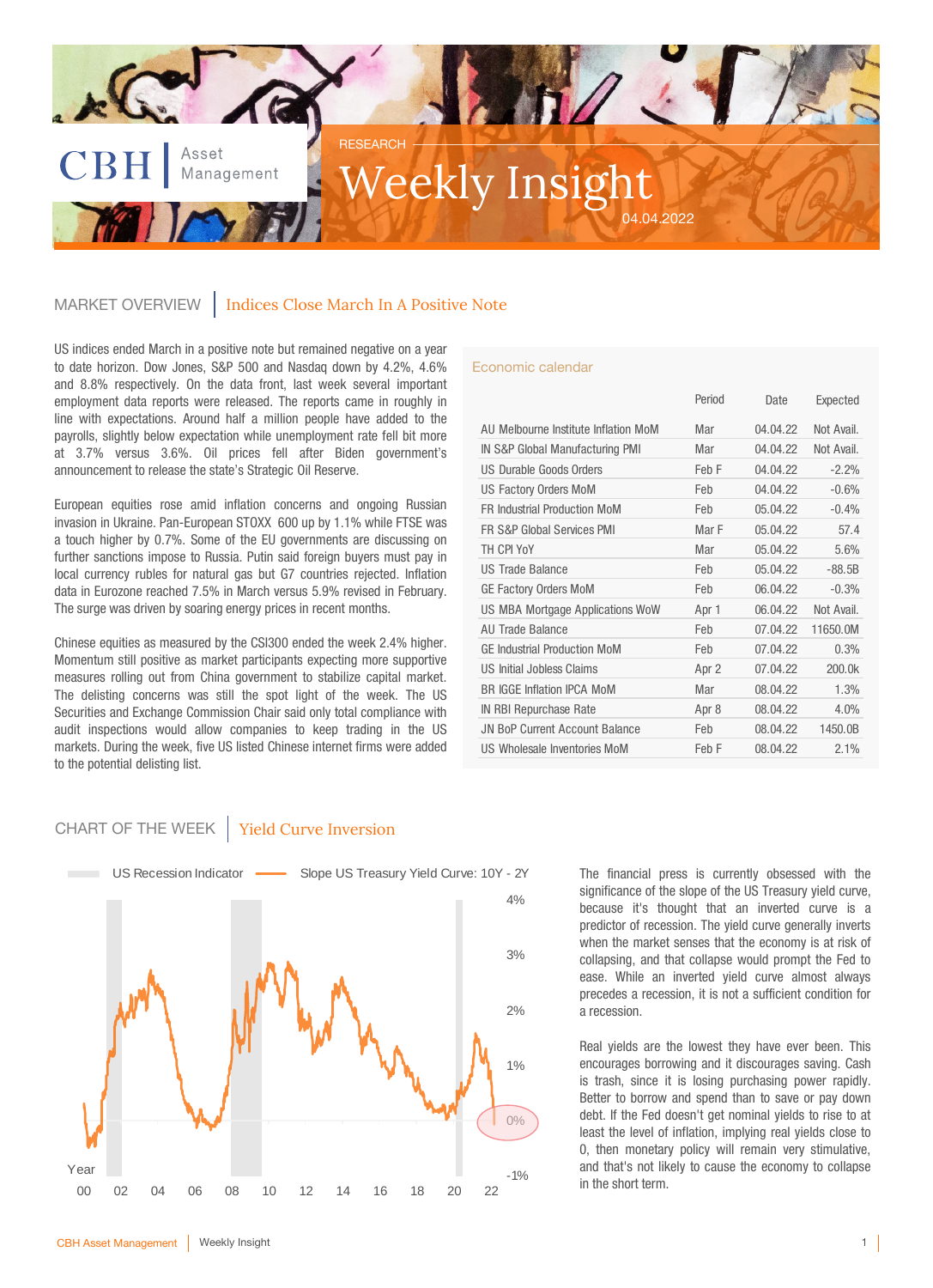CBH Asset Management

RESEARCH

# Weekly Insight

04.04.2022

## MARKET OVERVIEW | Indices Close March In A Positive Note

US indices ended March in a positive note but remained negative on a year to date horizon. Dow Jones, S&P 500 and Nasdaq down by 4.2%, 4.6% and 8.8% respectively. On the data front, last week several important employment data reports were released. The reports came in roughly in line with expectations. Around half a million people have added to the payrolls, slightly below expectation while unemployment rate fell bit more at 3.7% versus 3.6%. Oil prices fell after Biden government's announcement to release the state's Strategic Oil Reserve.

European equities rose amid inflation concerns and ongoing Russian invasion in Ukraine. Pan-European STOXX 600 up by 1.1% while FTSE was a touch higher by 0.7%. Some of the EU governments are discussing on further sanctions impose to Russia. Putin said foreign buyers must pay in local currency rubles for natural gas but G7 countries rejected. Inflation data in Eurozone reached 7.5% in March versus 5.9% revised in February. The surge was driven by soaring energy prices in recent months.

Chinese equities as measured by the CSI300 ended the week 2.4% higher. Momentum still positive as market participants expecting more supportive measures rolling out from China government to stabilize capital market. The delisting concerns was still the spot light of the week. The US Securities and Exchange Commission Chair said only total compliance with audit inspections would allow companies to keep trading in the US markets. During the week, five US listed Chinese internet firms were added to the potential delisting list.

### Economic calendar

| | Period | Date | Expected |
|---|---|---|---|
| AU Melbourne Institute Inflation MoM | Mar | 04.04.22 | Not Avail. |
| IN S&P Global Manufacturing PMI | Mar | 04.04.22 | Not Avail. |
| US Durable Goods Orders | Feb F | 04.04.22 | -2.2% |
| US Factory Orders MoM | Feb | 04.04.22 | -0.6% |
| FR Industrial Production MoM | Feb | 05.04.22 | -0.4% |
| FR S&P Global Services PMI | Mar F | 05.04.22 | 57.4 |
| TH CPI YoY | Mar | 05.04.22 | 5.6% |
| US Trade Balance | Feb | 05.04.22 | -88.5B |
| GE Factory Orders MoM | Feb | 06.04.22 | -0.3% |
| US MBA Mortgage Applications WoW | Apr 1 | 06.04.22 | Not Avail. |
| AU Trade Balance | Feb | 07.04.22 | 11650.0M |
| GE Industrial Production MoM | Feb | 07.04.22 | 0.3% |
| US Initial Jobless Claims | Apr 2 | 07.04.22 | 200.0k |
| BR IGGE Inflation IPCA MoM | Mar | 08.04.22 | 1.3% |
| IN RBI Repurchase Rate | Apr 8 | 08.04.22 | 4.0% |
| JN BoP Current Account Balance | Feb | 08.04.22 | 1450.0B |
| US Wholesale Inventories MoM | Feb F | 08.04.22 | 2.1% |

## CHART OF THE WEEK | Yield Curve Inversion

US Recession Indicator
Slope US Treasury Yield Curve: 10Y - 2Y

4%
3%
2%
1%
0%
-1%

Year
00 02 04 06 08 10 12 14 16 18 20 22

The financial press is currently obsessed with the significance of the slope of the US Treasury yield curve, because it's thought that an inverted curve is a predictor of recession. The yield curve generally inverts when the market senses that the economy is at risk of collapsing, and that collapse would prompt the Fed to ease. While an inverted yield curve almost always precedes a recession, it is not a sufficient condition for a recession.

Real yields are the lowest they have ever been. This encourages borrowing and it discourages saving. Cash is trash, since it is losing purchasing power rapidly. Better to borrow and spend than to save or pay down debt. If the Fed doesn't get nominal yields to rise to at least the level of inflation, implying real yields close to 0, then monetary policy will remain very stimulative, and that's not likely to cause the economy to collapse in the short term.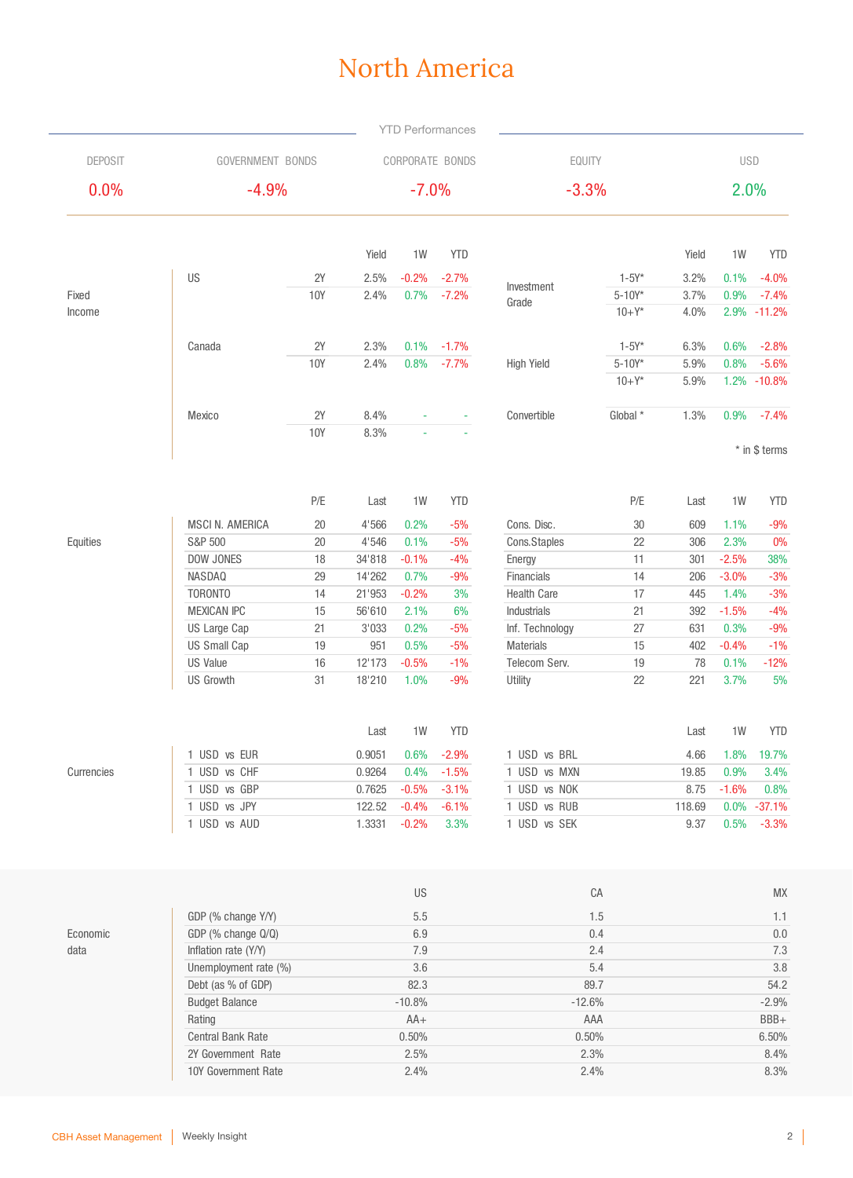# North America

YTD Performances

| DEPOSIT | GOVERNMENT BONDS | CORPORATE BONDS | EQUITY | USD |
|---|---|---|---|---|
| 0.0% | -4.9% | -7.0% | -3.3% | 2.0% |

## Fixed Income

| | | Yield | 1W | YTD |
|---|---|---|---|---|
| US | 2Y | 2.5% | -0.2% | -2.7% |
| | 10Y | 2.4% | 0.7% | -7.2% |
| Canada | 2Y | 2.3% | 0.1% | -1.7% |
| | 10Y | 2.4% | 0.8% | -7.7% |
| Mexico | 2Y | 8.4% | - | - |
| | 10Y | 8.3% | - | - |

| | | Yield | 1W | YTD |
|---|---|---|---|---|
| Investment Grade | 1-5Y* | 3.2% | 0.1% | -4.0% |
| | 5-10Y* | 3.7% | 0.9% | -7.4% |
| | 10+Y* | 4.0% | 2.9% | -11.2% |
| High Yield | 1-5Y* | 6.3% | 0.6% | -2.8% |
| | 5-10Y* | 5.9% | 0.8% | -5.6% |
| | 10+Y* | 5.9% | 1.2% | -10.8% |
| Convertible | Global * | 1.3% | 0.9% | -7.4% |

* in $ terms

## Equities

| | P/E | Last | 1W | YTD |
|---|---|---|---|---|
| MSCI N. AMERICA | 20 | 4'566 | 0.2% | -5% |
| S&P 500 | 20 | 4'546 | 0.1% | -5% |
| DOW JONES | 18 | 34'818 | -0.1% | -4% |
| NASDAQ | 29 | 14'262 | 0.7% | -9% |
| TORONTO | 14 | 21'953 | -0.2% | 3% |
| MEXICAN IPC | 15 | 56'610 | 2.1% | 6% |
| US Large Cap | 21 | 3'033 | 0.2% | -5% |
| US Small Cap | 19 | 951 | 0.5% | -5% |
| US Value | 16 | 12'173 | -0.5% | -1% |
| US Growth | 31 | 18'210 | 1.0% | -9% |

| | P/E | Last | 1W | YTD |
|---|---|---|---|---|
| Cons. Disc. | 30 | 609 | 1.1% | -9% |
| Cons.Staples | 22 | 306 | 2.3% | 0% |
| Energy | 11 | 301 | -2.5% | 38% |
| Financials | 14 | 206 | -3.0% | -3% |
| Health Care | 17 | 445 | 1.4% | -3% |
| Industrials | 21 | 392 | -1.5% | -4% |
| Inf. Technology | 27 | 631 | 0.3% | -9% |
| Materials | 15 | 402 | -0.4% | -1% |
| Telecom Serv. | 19 | 78 | 0.1% | -12% |
| Utility | 22 | 221 | 3.7% | 5% |

## Currencies

| | Last | 1W | YTD |
|---|---|---|---|
| 1 USD vs EUR | 0.9051 | 0.6% | -2.9% |
| 1 USD vs CHF | 0.9264 | 0.4% | -1.5% |
| 1 USD vs GBP | 0.7625 | -0.5% | -3.1% |
| 1 USD vs JPY | 122.52 | -0.4% | -6.1% |
| 1 USD vs AUD | 1.3331 | -0.2% | 3.3% |

| | Last | 1W | YTD |
|---|---|---|---|
| 1 USD vs BRL | 4.66 | 1.8% | 19.7% |
| 1 USD vs MXN | 19.85 | 0.9% | 3.4% |
| 1 USD vs NOK | 8.75 | -1.6% | 0.8% |
| 1 USD vs RUB | 118.69 | 0.0% | -37.1% |
| 1 USD vs SEK | 9.37 | 0.5% | -3.3% |

## Economic data

| | US | CA | MX |
|---|---|---|---|
| GDP (% change Y/Y) | 5.5 | 1.5 | 1.1 |
| GDP (% change Q/Q) | 6.9 | 0.4 | 0.0 |
| Inflation rate (Y/Y) | 7.9 | 2.4 | 7.3 |
| Unemployment rate (%) | 3.6 | 5.4 | 3.8 |
| Debt (as % of GDP) | 82.3 | 89.7 | 54.2 |
| Budget Balance | -10.8% | -12.6% | -2.9% |
| Rating | AA+ | AAA | BBB+ |
| Central Bank Rate | 0.50% | 0.50% | 6.50% |
| 2Y Government Rate | 2.5% | 2.3% | 8.4% |
| 10Y Government Rate | 2.4% | 2.4% | 8.3% |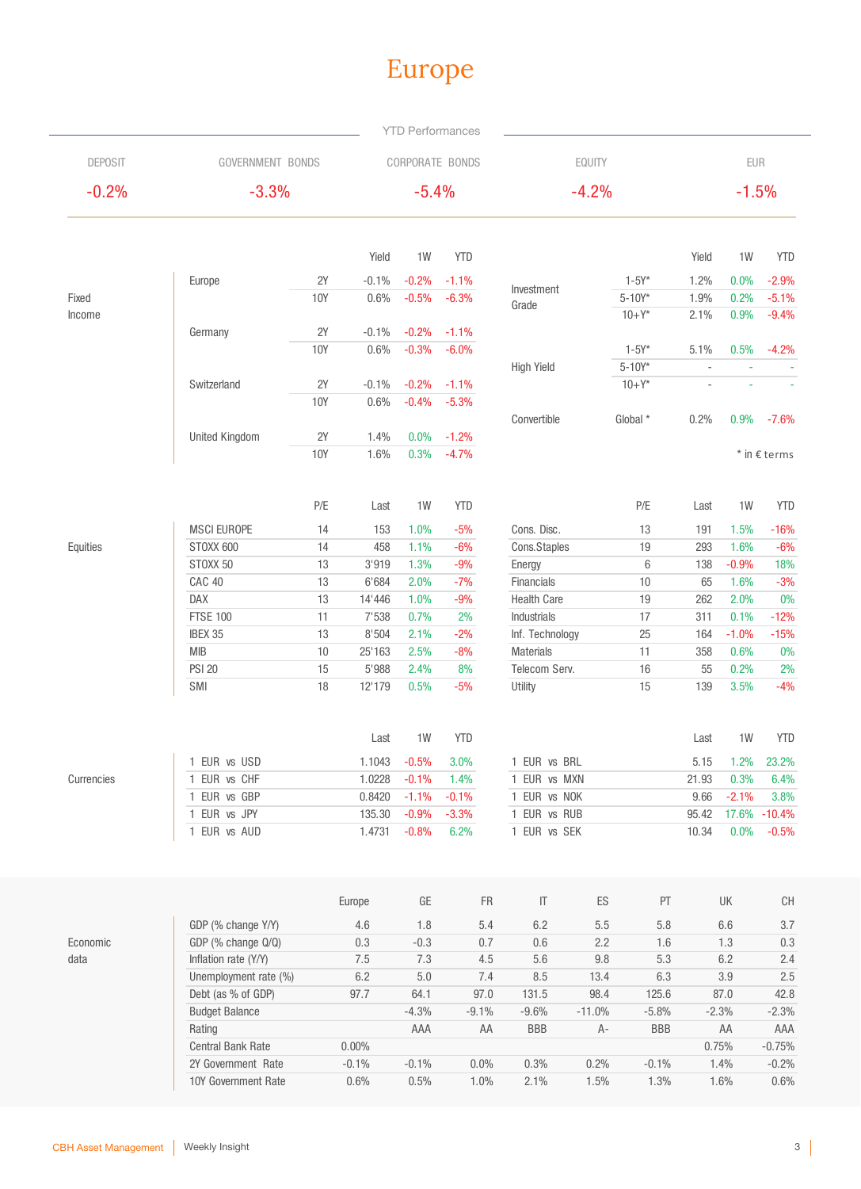# Europe

## YTD Performances

| DEPOSIT | GOVERNMENT BONDS | CORPORATE BONDS | EQUITY | EUR |
|---|---|---|---|---|
| -0.2% | -3.3% | -5.4% | -4.2% | -1.5% |

### Fixed Income

| | | Yield | 1W | YTD |
|---|---|---|---|---|
| Europe | 2Y | -0.1% | -0.2% | -1.1% |
| | 10Y | 0.6% | -0.5% | -6.3% |
| Germany | 2Y | -0.1% | -0.2% | -1.1% |
| | 10Y | 0.6% | -0.3% | -6.0% |
| Switzerland | 2Y | -0.1% | -0.2% | -1.1% |
| | 10Y | 0.6% | -0.4% | -5.3% |
| United Kingdom | 2Y | 1.4% | 0.0% | -1.2% |
| | 10Y | 1.6% | 0.3% | -4.7% |

| | | Yield | 1W | YTD |
|---|---|---|---|---|
| Investment Grade | 1-5Y* | 1.2% | 0.0% | -2.9% |
| | 5-10Y* | 1.9% | 0.2% | -5.1% |
| | 10+Y* | 2.1% | 0.9% | -9.4% |
| High Yield | 1-5Y* | 5.1% | 0.5% | -4.2% |
| | 5-10Y* | - | - | - |
| | 10+Y* | - | - | - |
| Convertible | Global * | 0.2% | 0.9% | -7.6% |

\* in € terms

### Equities

| | P/E | Last | 1W | YTD |
|---|---|---|---|---|
| MSCI EUROPE | 14 | 153 | 1.0% | -5% |
| STOXX 600 | 14 | 458 | 1.1% | -6% |
| STOXX 50 | 13 | 3'919 | 1.3% | -9% |
| CAC 40 | 13 | 6'684 | 2.0% | -7% |
| DAX | 13 | 14'446 | 1.0% | -9% |
| FTSE 100 | 11 | 7'538 | 0.7% | 2% |
| IBEX 35 | 13 | 8'504 | 2.1% | -2% |
| MIB | 10 | 25'163 | 2.5% | -8% |
| PSI 20 | 15 | 5'988 | 2.4% | 8% |
| SMI | 18 | 12'179 | 0.5% | -5% |

| | P/E | Last | 1W | YTD |
|---|---|---|---|---|
| Cons. Disc. | 13 | 191 | 1.5% | -16% |
| Cons.Staples | 19 | 293 | 1.6% | -6% |
| Energy | 6 | 138 | -0.9% | 18% |
| Financials | 10 | 65 | 1.6% | -3% |
| Health Care | 19 | 262 | 2.0% | 0% |
| Industrials | 17 | 311 | 0.1% | -12% |
| Inf. Technology | 25 | 164 | -1.0% | -15% |
| Materials | 11 | 358 | 0.6% | 0% |
| Telecom Serv. | 16 | 55 | 0.2% | 2% |
| Utility | 15 | 139 | 3.5% | -4% |

### Currencies

| | Last | 1W | YTD |
|---|---|---|---|
| 1 EUR vs USD | 1.1043 | -0.5% | 3.0% |
| 1 EUR vs CHF | 1.0228 | -0.1% | 1.4% |
| 1 EUR vs GBP | 0.8420 | -1.1% | -0.1% |
| 1 EUR vs JPY | 135.30 | -0.9% | -3.3% |
| 1 EUR vs AUD | 1.4731 | -0.8% | 6.2% |

| | Last | 1W | YTD |
|---|---|---|---|
| 1 EUR vs BRL | 5.15 | 1.2% | 23.2% |
| 1 EUR vs MXN | 21.93 | 0.3% | 6.4% |
| 1 EUR vs NOK | 9.66 | -2.1% | 3.8% |
| 1 EUR vs RUB | 95.42 | 17.6% | -10.4% |
| 1 EUR vs SEK | 10.34 | 0.0% | -0.5% |

### Economic data

| | Europe | GE | FR | IT | ES | PT | UK | CH |
|---|---|---|---|---|---|---|---|---|
| GDP (% change Y/Y) | 4.6 | 1.8 | 5.4 | 6.2 | 5.5 | 5.8 | 6.6 | 3.7 |
| GDP (% change Q/Q) | 0.3 | -0.3 | 0.7 | 0.6 | 2.2 | 1.6 | 1.3 | 0.3 |
| Inflation rate (Y/Y) | 7.5 | 7.3 | 4.5 | 5.6 | 9.8 | 5.3 | 6.2 | 2.4 |
| Unemployment rate (%) | 6.2 | 5.0 | 7.4 | 8.5 | 13.4 | 6.3 | 3.9 | 2.5 |
| Debt (as % of GDP) | 97.7 | 64.1 | 97.0 | 131.5 | 98.4 | 125.6 | 87.0 | 42.8 |
| Budget Balance | | -4.3% | -9.1% | -9.6% | -11.0% | -5.8% | -2.3% | -2.3% |
| Rating | | AAA | AA | BBB | A- | BBB | AA | AAA |
| Central Bank Rate | 0.00% | | | | | | 0.75% | -0.75% |
| 2Y Government Rate | -0.1% | -0.1% | 0.0% | 0.3% | 0.2% | -0.1% | 1.4% | -0.2% |
| 10Y Government Rate | 0.6% | 0.5% | 1.0% | 2.1% | 1.5% | 1.3% | 1.6% | 0.6% |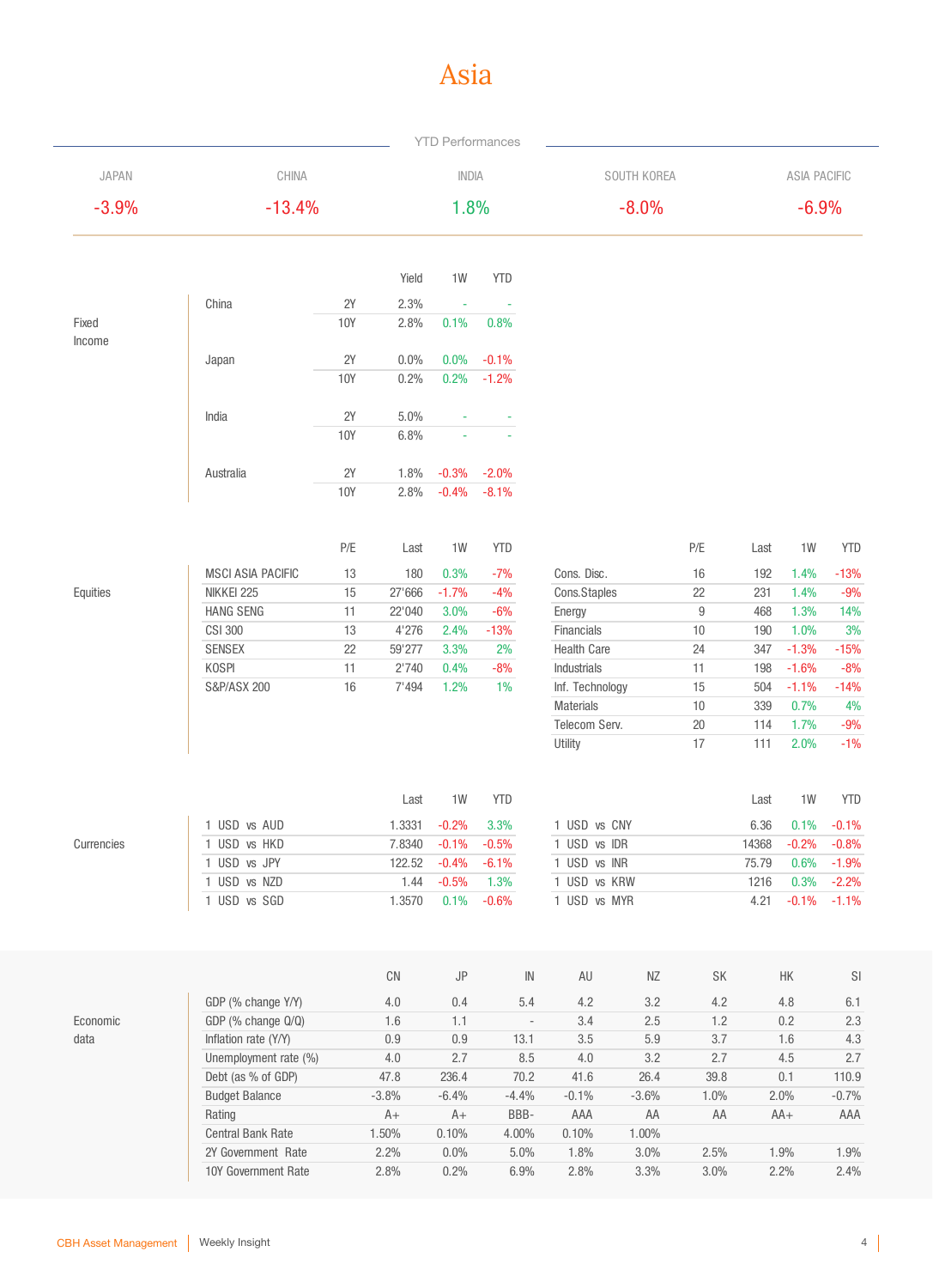# Asia

YTD Performances

| JAPAN | CHINA | INDIA | SOUTH KOREA | ASIA PACIFIC |
|---|---|---|---|---|
| -3.9% | -13.4% | 1.8% | -8.0% | -6.9% |

## Fixed Income

| | | Yield | 1W | YTD |
|---|---|---|---|---|
| China | 2Y | 2.3% | - | - |
| | 10Y | 2.8% | 0.1% | 0.8% |
| Japan | 2Y | 0.0% | 0.0% | -0.1% |
| | 10Y | 0.2% | 0.2% | -1.2% |
| India | 2Y | 5.0% | - | - |
| | 10Y | 6.8% | - | - |
| Australia | 2Y | 1.8% | -0.3% | -2.0% |
| | 10Y | 2.8% | -0.4% | -8.1% |

## Equities

| | P/E | Last | 1W | YTD |
|---|---|---|---|---|
| MSCI ASIA PACIFIC | 13 | 180 | 0.3% | -7% |
| NIKKEI 225 | 15 | 27'666 | -1.7% | -4% |
| HANG SENG | 11 | 22'040 | 3.0% | -6% |
| CSI 300 | 13 | 4'276 | 2.4% | -13% |
| SENSEX | 22 | 59'277 | 3.3% | 2% |
| KOSPI | 11 | 2'740 | 0.4% | -8% |
| S&P/ASX 200 | 16 | 7'494 | 1.2% | 1% |

| | P/E | Last | 1W | YTD |
|---|---|---|---|---|
| Cons. Disc. | 16 | 192 | 1.4% | -13% |
| Cons.Staples | 22 | 231 | 1.4% | -9% |
| Energy | 9 | 468 | 1.3% | 14% |
| Financials | 10 | 190 | 1.0% | 3% |
| Health Care | 24 | 347 | -1.3% | -15% |
| Industrials | 11 | 198 | -1.6% | -8% |
| Inf. Technology | 15 | 504 | -1.1% | -14% |
| Materials | 10 | 339 | 0.7% | 4% |
| Telecom Serv. | 20 | 114 | 1.7% | -9% |
| Utility | 17 | 111 | 2.0% | -1% |

## Currencies

| | Last | 1W | YTD |
|---|---|---|---|
| 1 USD vs AUD | 1.3331 | -0.2% | 3.3% |
| 1 USD vs HKD | 7.8340 | -0.1% | -0.5% |
| 1 USD vs JPY | 122.52 | -0.4% | -6.1% |
| 1 USD vs NZD | 1.44 | -0.5% | 1.3% |
| 1 USD vs SGD | 1.3570 | 0.1% | -0.6% |

| | Last | 1W | YTD |
|---|---|---|---|
| 1 USD vs CNY | 6.36 | 0.1% | -0.1% |
| 1 USD vs IDR | 14368 | -0.2% | -0.8% |
| 1 USD vs INR | 75.79 | 0.6% | -1.9% |
| 1 USD vs KRW | 1216 | 0.3% | -2.2% |
| 1 USD vs MYR | 4.21 | -0.1% | -1.1% |

## Economic data

| | CN | JP | IN | AU | NZ | SK | HK | SI |
|---|---|---|---|---|---|---|---|---|
| GDP (% change Y/Y) | 4.0 | 0.4 | 5.4 | 4.2 | 3.2 | 4.2 | 4.8 | 6.1 |
| GDP (% change Q/Q) | 1.6 | 1.1 | - | 3.4 | 2.5 | 1.2 | 0.2 | 2.3 |
| Inflation rate (Y/Y) | 0.9 | 0.9 | 13.1 | 3.5 | 5.9 | 3.7 | 1.6 | 4.3 |
| Unemployment rate (%) | 4.0 | 2.7 | 8.5 | 4.0 | 3.2 | 2.7 | 4.5 | 2.7 |
| Debt (as % of GDP) | 47.8 | 236.4 | 70.2 | 41.6 | 26.4 | 39.8 | 0.1 | 110.9 |
| Budget Balance | -3.8% | -6.4% | -4.4% | -0.1% | -3.6% | 1.0% | 2.0% | -0.7% |
| Rating | A+ | A+ | BBB- | AAA | AA | AA | AA+ | AAA |
| Central Bank Rate | 1.50% | 0.10% | 4.00% | 0.10% | 1.00% | | | |
| 2Y Government Rate | 2.2% | 0.0% | 5.0% | 1.8% | 3.0% | 2.5% | 1.9% | 1.9% |
| 10Y Government Rate | 2.8% | 0.2% | 6.9% | 2.8% | 3.3% | 3.0% | 2.2% | 2.4% |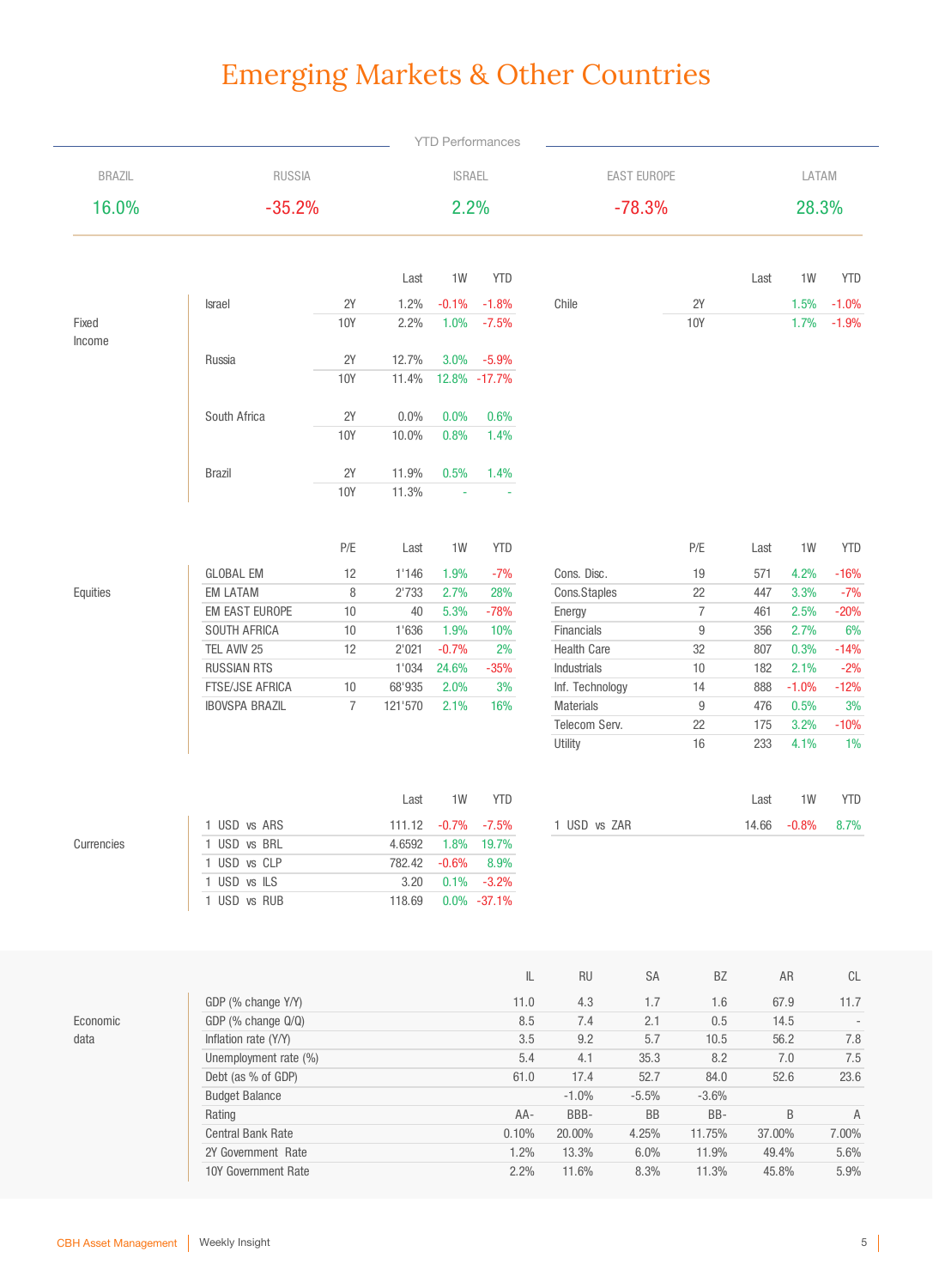# Emerging Markets & Other Countries

YTD Performances

| BRAZIL | RUSSIA | ISRAEL | EAST EUROPE | LATAM |
|---|---|---|---|---|
| 16.0% | -35.2% | 2.2% | -78.3% | 28.3% |

## Fixed Income

| | | Last | 1W | YTD |
|---|---|---|---|---|
| Israel | 2Y | 1.2% | -0.1% | -1.8% |
| | 10Y | 2.2% | 1.0% | -7.5% |
| Russia | 2Y | 12.7% | 3.0% | -5.9% |
| | 10Y | 11.4% | 12.8% | -17.7% |
| South Africa | 2Y | 0.0% | 0.0% | 0.6% |
| | 10Y | 10.0% | 0.8% | 1.4% |
| Brazil | 2Y | 11.9% | 0.5% | 1.4% |
| | 10Y | 11.3% | - | - |

| | | Last | 1W | YTD |
|---|---|---|---|---|
| Chile | 2Y | | 1.5% | -1.0% |
| | 10Y | | 1.7% | -1.9% |

## Equities

| | P/E | Last | 1W | YTD |
|---|---|---|---|---|
| GLOBAL EM | 12 | 1'146 | 1.9% | -7% |
| EM LATAM | 8 | 2'733 | 2.7% | 28% |
| EM EAST EUROPE | 10 | 40 | 5.3% | -78% |
| SOUTH AFRICA | 10 | 1'636 | 1.9% | 10% |
| TEL AVIV 25 | 12 | 2'021 | -0.7% | 2% |
| RUSSIAN RTS | | 1'034 | 24.6% | -35% |
| FTSE/JSE AFRICA | 10 | 68'935 | 2.0% | 3% |
| IBOVSPA BRAZIL | 7 | 121'570 | 2.1% | 16% |

| | P/E | Last | 1W | YTD |
|---|---|---|---|---|
| Cons. Disc. | 19 | 571 | 4.2% | -16% |
| Cons.Staples | 22 | 447 | 3.3% | -7% |
| Energy | 7 | 461 | 2.5% | -20% |
| Financials | 9 | 356 | 2.7% | 6% |
| Health Care | 32 | 807 | 0.3% | -14% |
| Industrials | 10 | 182 | 2.1% | -2% |
| Inf. Technology | 14 | 888 | -1.0% | -12% |
| Materials | 9 | 476 | 0.5% | 3% |
| Telecom Serv. | 22 | 175 | 3.2% | -10% |
| Utility | 16 | 233 | 4.1% | 1% |

## Currencies

| | Last | 1W | YTD |
|---|---|---|---|
| 1 USD vs ARS | 111.12 | -0.7% | -7.5% |
| 1 USD vs BRL | 4.6592 | 1.8% | 19.7% |
| 1 USD vs CLP | 782.42 | -0.6% | 8.9% |
| 1 USD vs ILS | 3.20 | 0.1% | -3.2% |
| 1 USD vs RUB | 118.69 | 0.0% | -37.1% |

| | Last | 1W | YTD |
|---|---|---|---|
| 1 USD vs ZAR | 14.66 | -0.8% | 8.7% |

## Economic data

| | IL | RU | SA | BZ | AR | CL |
|---|---|---|---|---|---|---|
| GDP (% change Y/Y) | 11.0 | 4.3 | 1.7 | 1.6 | 67.9 | 11.7 |
| GDP (% change Q/Q) | 8.5 | 7.4 | 2.1 | 0.5 | 14.5 | - |
| Inflation rate (Y/Y) | 3.5 | 9.2 | 5.7 | 10.5 | 56.2 | 7.8 |
| Unemployment rate (%) | 5.4 | 4.1 | 35.3 | 8.2 | 7.0 | 7.5 |
| Debt (as % of GDP) | 61.0 | 17.4 | 52.7 | 84.0 | 52.6 | 23.6 |
| Budget Balance | | -1.0% | -5.5% | -3.6% | | |
| Rating | AA- | BBB- | BB | BB- | B | A |
| Central Bank Rate | 0.10% | 20.00% | 4.25% | 11.75% | 37.00% | 7.00% |
| 2Y Government Rate | 1.2% | 13.3% | 6.0% | 11.9% | 49.4% | 5.6% |
| 10Y Government Rate | 2.2% | 11.6% | 8.3% | 11.3% | 45.8% | 5.9% |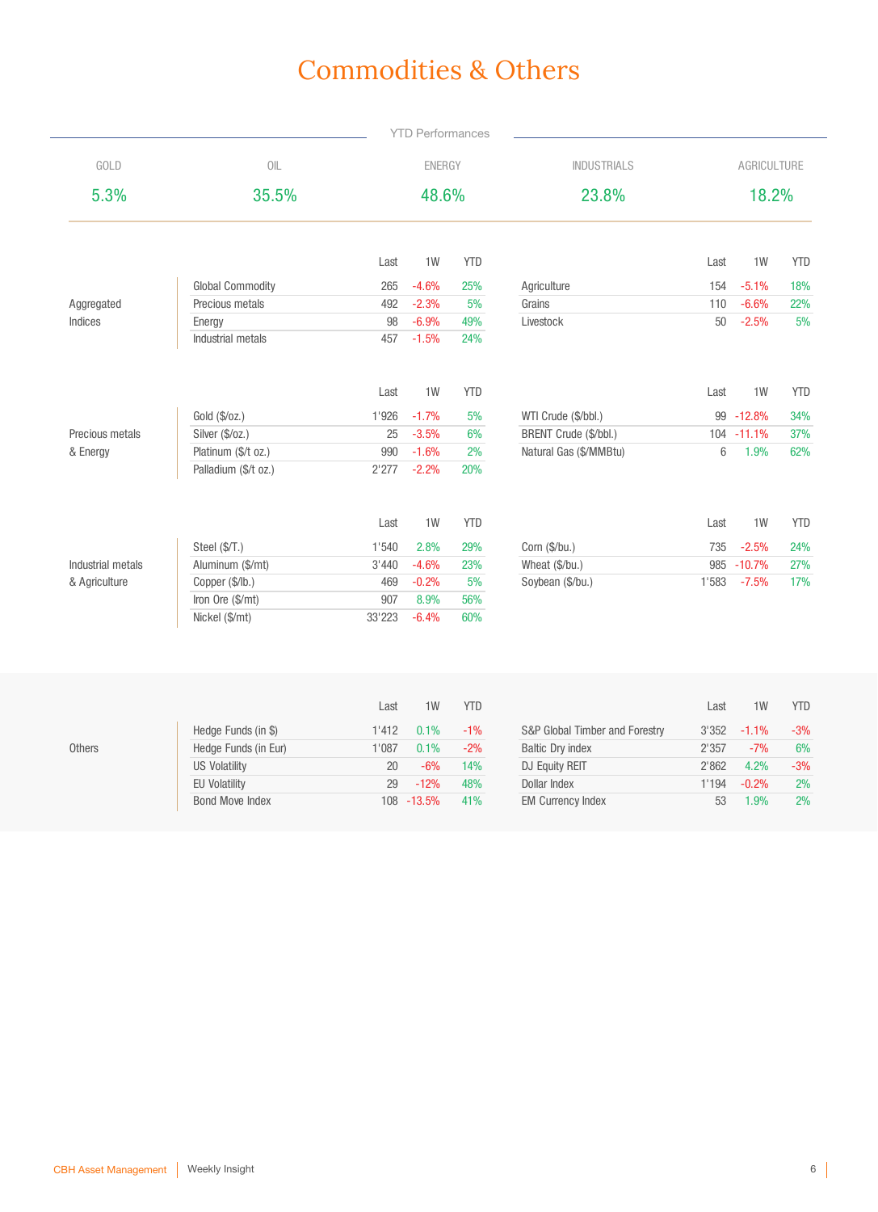# Commodities & Others

YTD Performances

| GOLD | OIL | ENERGY | INDUSTRIALS | AGRICULTURE |
|---|---|---|---|---|
| 5.3% | 35.5% | 48.6% | 23.8% | 18.2% |

**Aggregated Indices**

| | Last | 1W | YTD |
|---|---|---|---|
| Global Commodity | 265 | -4.6% | 25% |
| Precious metals | 492 | -2.3% | 5% |
| Energy | 98 | -6.9% | 49% |
| Industrial metals | 457 | -1.5% | 24% |

| | Last | 1W | YTD |
|---|---|---|---|
| Agriculture | 154 | -5.1% | 18% |
| Grains | 110 | -6.6% | 22% |
| Livestock | 50 | -2.5% | 5% |

**Precious metals & Energy**

| | Last | 1W | YTD |
|---|---|---|---|
| Gold ($/oz.) | 1'926 | -1.7% | 5% |
| Silver ($/oz.) | 25 | -3.5% | 6% |
| Platinum ($/t oz.) | 990 | -1.6% | 2% |
| Palladium ($/t oz.) | 2'277 | -2.2% | 20% |

| | Last | 1W | YTD |
|---|---|---|---|
| WTI Crude ($/bbl.) | 99 | -12.8% | 34% |
| BRENT Crude ($/bbl.) | 104 | -11.1% | 37% |
| Natural Gas ($/MMBtu) | 6 | 1.9% | 62% |

**Industrial metals & Agriculture**

| | Last | 1W | YTD |
|---|---|---|---|
| Steel ($/T.) | 1'540 | 2.8% | 29% |
| Aluminum ($/mt) | 3'440 | -4.6% | 23% |
| Copper ($/lb.) | 469 | -0.2% | 5% |
| Iron Ore ($/mt) | 907 | 8.9% | 56% |
| Nickel ($/mt) | 33'223 | -6.4% | 60% |

| | Last | 1W | YTD |
|---|---|---|---|
| Corn ($/bu.) | 735 | -2.5% | 24% |
| Wheat ($/bu.) | 985 | -10.7% | 27% |
| Soybean ($/bu.) | 1'583 | -7.5% | 17% |

**Others**

| | Last | 1W | YTD |
|---|---|---|---|
| Hedge Funds (in $) | 1'412 | 0.1% | -1% |
| Hedge Funds (in Eur) | 1'087 | 0.1% | -2% |
| US Volatility | 20 | -6% | 14% |
| EU Volatility | 29 | -12% | 48% |
| Bond Move Index | 108 | -13.5% | 41% |

| | Last | 1W | YTD |
|---|---|---|---|
| S&P Global Timber and Forestry | 3'352 | -1.1% | -3% |
| Baltic Dry index | 2'357 | -7% | 6% |
| DJ Equity REIT | 2'862 | 4.2% | -3% |
| Dollar Index | 1'194 | -0.2% | 2% |
| EM Currency Index | 53 | 1.9% | 2% |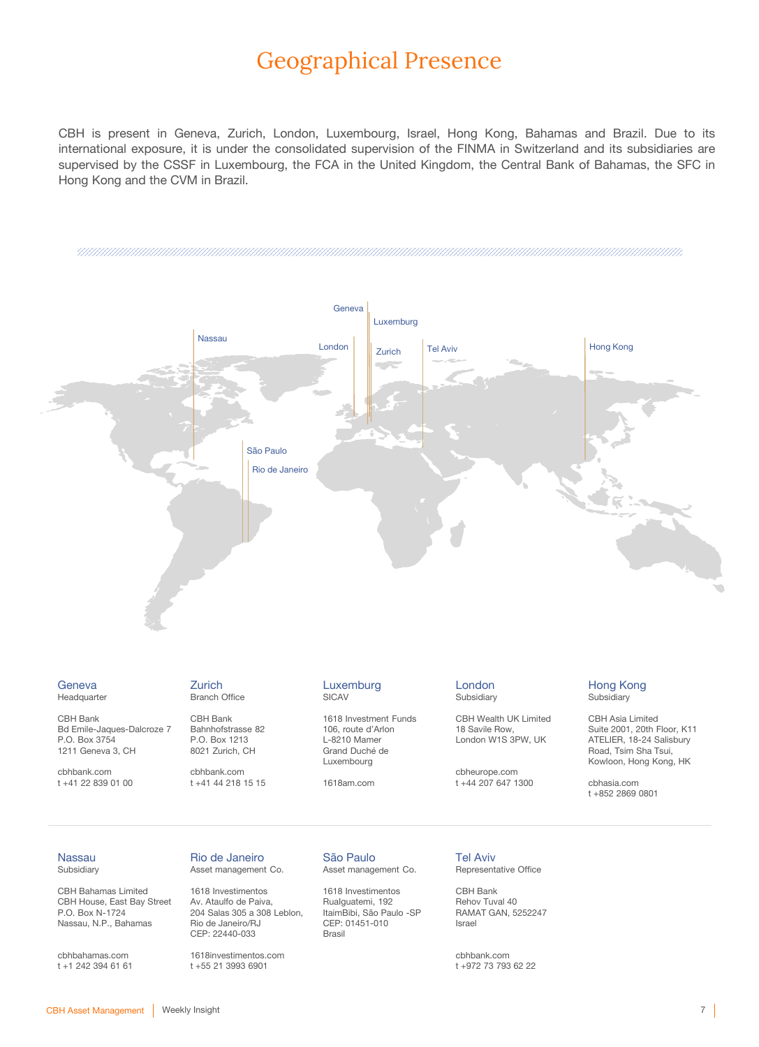# Geographical Presence

CBH is present in Geneva, Zurich, London, Luxembourg, Israel, Hong Kong, Bahamas and Brazil. Due to its international exposure, it is under the consolidated supervision of the FINMA in Switzerland and its subsidiaries are supervised by the CSSF in Luxembourg, the FCA in the United Kingdom, the Central Bank of Bahamas, the SFC in Hong Kong and the CVM in Brazil.

Geneva
Luxemburg
Nassau
London
Zurich
Tel Aviv
Hong Kong
São Paulo
Rio de Janeiro

### Geneva
Headquarter

CBH Bank
Bd Emile-Jaques-Dalcroze 7
P.O. Box 3754
1211 Geneva 3, CH

cbhbank.com
t +41 22 839 01 00

### Zurich
Branch Office

CBH Bank
Bahnhofstrasse 82
P.O. Box 1213
8021 Zurich, CH

cbhbank.com
t +41 44 218 15 15

### Luxemburg
SICAV

1618 Investment Funds
106, route d'Arlon
L-8210 Mamer
Grand Duché de
Luxembourg

1618am.com

### London
Subsidiary

CBH Wealth UK Limited
18 Savile Row,
London W1S 3PW, UK

cbheurope.com
t +44 207 647 1300

### Hong Kong
Subsidiary

CBH Asia Limited
Suite 2001, 20th Floor, K11
ATELIER, 18-24 Salisbury
Road, Tsim Sha Tsui,
Kowloon, Hong Kong, HK

cbhasia.com
t +852 2869 0801

### Nassau
Subsidiary

CBH Bahamas Limited
CBH House, East Bay Street
P.O. Box N-1724
Nassau, N.P., Bahamas

cbhbahamas.com
t +1 242 394 61 61

### Rio de Janeiro
Asset management Co.

1618 Investimentos
Av. Ataulfo de Paiva,
204 Salas 305 a 308 Leblon,
Rio de Janeiro/RJ
CEP: 22440-033

1618investimentos.com
t +55 21 3993 6901

### São Paulo
Asset management Co.

1618 Investimentos
Rualguatemi, 192
ItaimBibi, São Paulo -SP
CEP: 01451-010
Brasil

### Tel Aviv
Representative Office

CBH Bank
Rehov Tuval 40
RAMAT GAN, 5252247
Israel

cbhbank.com
t +972 73 793 62 22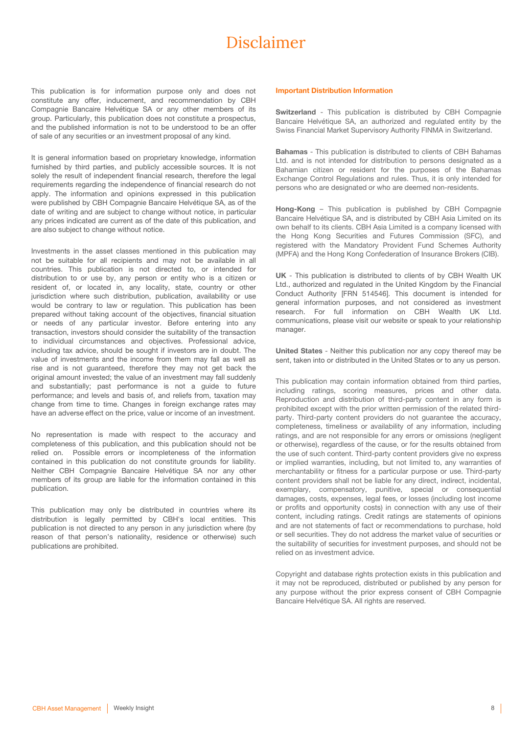# Disclaimer

This publication is for information purpose only and does not constitute any offer, inducement, and recommendation by CBH Compagnie Bancaire Helvétique SA or any other members of its group. Particularly, this publication does not constitute a prospectus, and the published information is not to be understood to be an offer of sale of any securities or an investment proposal of any kind.

It is general information based on proprietary knowledge, information furnished by third parties, and publicly accessible sources. It is not solely the result of independent financial research, therefore the legal requirements regarding the independence of financial research do not apply. The information and opinions expressed in this publication were published by CBH Compagnie Bancaire Helvétique SA, as of the date of writing and are subject to change without notice, in particular any prices indicated are current as of the date of this publication, and are also subject to change without notice.

Investments in the asset classes mentioned in this publication may not be suitable for all recipients and may not be available in all countries. This publication is not directed to, or intended for distribution to or use by, any person or entity who is a citizen or resident of, or located in, any locality, state, country or other jurisdiction where such distribution, publication, availability or use would be contrary to law or regulation. This publication has been prepared without taking account of the objectives, financial situation or needs of any particular investor. Before entering into any transaction, investors should consider the suitability of the transaction to individual circumstances and objectives. Professional advice, including tax advice, should be sought if investors are in doubt. The value of investments and the income from them may fall as well as rise and is not guaranteed, therefore they may not get back the original amount invested; the value of an investment may fall suddenly and substantially; past performance is not a guide to future performance; and levels and basis of, and reliefs from, taxation may change from time to time. Changes in foreign exchange rates may have an adverse effect on the price, value or income of an investment.

No representation is made with respect to the accuracy and completeness of this publication, and this publication should not be relied on. Possible errors or incompleteness of the information contained in this publication do not constitute grounds for liability. Neither CBH Compagnie Bancaire Helvétique SA nor any other members of its group are liable for the information contained in this publication.

This publication may only be distributed in countries where its distribution is legally permitted by CBH's local entities. This publication is not directed to any person in any jurisdiction where (by reason of that person's nationality, residence or otherwise) such publications are prohibited.

**Important Distribution Information**

**Switzerland** - This publication is distributed by CBH Compagnie Bancaire Helvétique SA, an authorized and regulated entity by the Swiss Financial Market Supervisory Authority FINMA in Switzerland.

**Bahamas** - This publication is distributed to clients of CBH Bahamas Ltd. and is not intended for distribution to persons designated as a Bahamian citizen or resident for the purposes of the Bahamas Exchange Control Regulations and rules. Thus, it is only intended for persons who are designated or who are deemed non-residents.

**Hong-Kong** – This publication is published by CBH Compagnie Bancaire Helvétique SA, and is distributed by CBH Asia Limited on its own behalf to its clients. CBH Asia Limited is a company licensed with the Hong Kong Securities and Futures Commission (SFC), and registered with the Mandatory Provident Fund Schemes Authority (MPFA) and the Hong Kong Confederation of Insurance Brokers (CIB).

**UK** - This publication is distributed to clients of by CBH Wealth UK Ltd., authorized and regulated in the United Kingdom by the Financial Conduct Authority [FRN 514546]. This document is intended for general information purposes, and not considered as investment research. For full information on CBH Wealth UK Ltd. communications, please visit our website or speak to your relationship manager.

**United States** - Neither this publication nor any copy thereof may be sent, taken into or distributed in the United States or to any us person.

This publication may contain information obtained from third parties, including ratings, scoring measures, prices and other data. Reproduction and distribution of third-party content in any form is prohibited except with the prior written permission of the related third-party. Third-party content providers do not guarantee the accuracy, completeness, timeliness or availability of any information, including ratings, and are not responsible for any errors or omissions (negligent or otherwise), regardless of the cause, or for the results obtained from the use of such content. Third-party content providers give no express or implied warranties, including, but not limited to, any warranties of merchantability or fitness for a particular purpose or use. Third-party content providers shall not be liable for any direct, indirect, incidental, exemplary, compensatory, punitive, special or consequential damages, costs, expenses, legal fees, or losses (including lost income or profits and opportunity costs) in connection with any use of their content, including ratings. Credit ratings are statements of opinions and are not statements of fact or recommendations to purchase, hold or sell securities. They do not address the market value of securities or the suitability of securities for investment purposes, and should not be relied on as investment advice.

Copyright and database rights protection exists in this publication and it may not be reproduced, distributed or published by any person for any purpose without the prior express consent of CBH Compagnie Bancaire Helvétique SA. All rights are reserved.